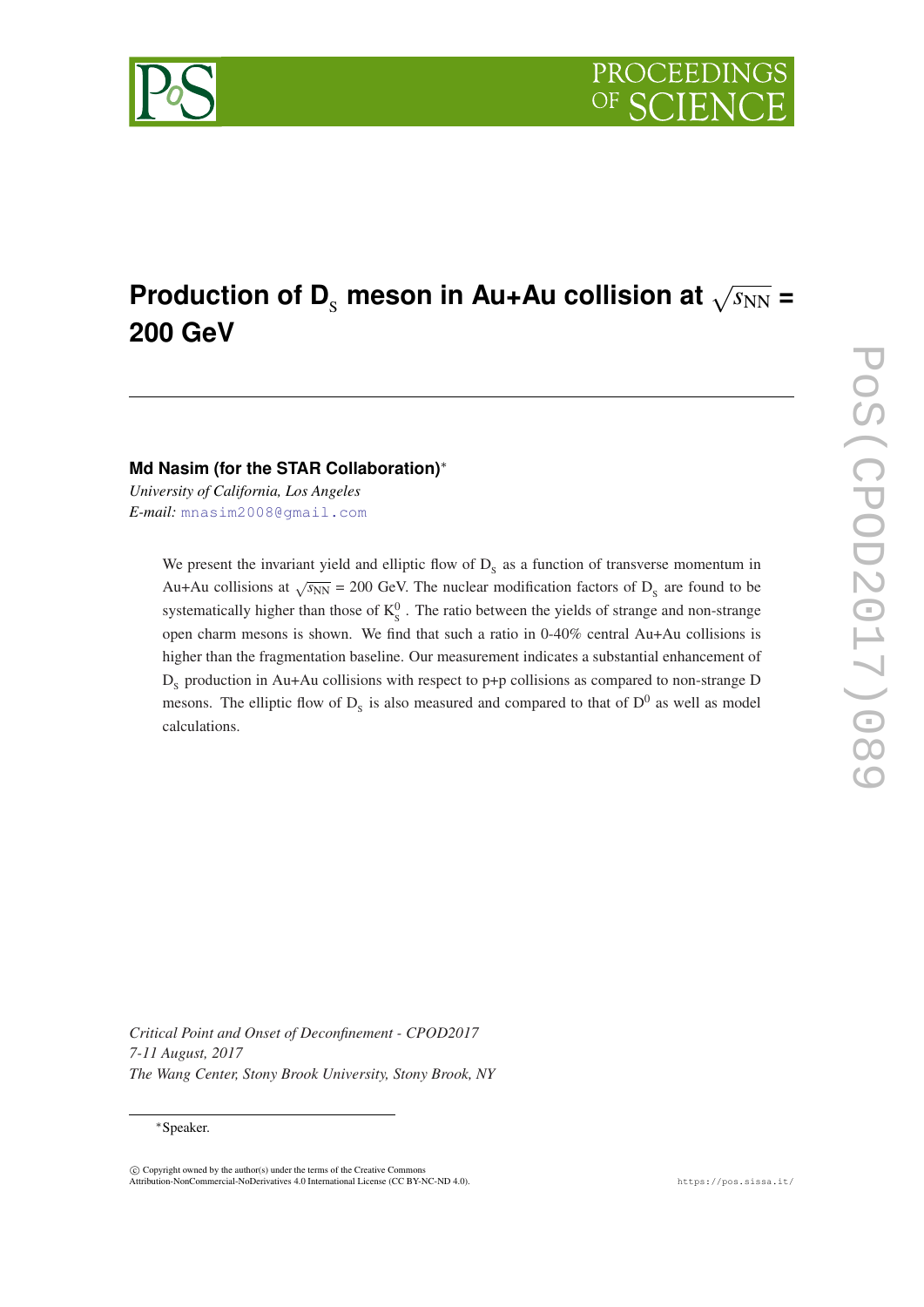# Production of $D_s$ meson in Au+Au collision at $\sqrt{s_{NN}}$ = 200 GeV

**Md Nasim (for the STAR Collaboration)***

*University of California, Los Angeles*

*E-mail:* mnasim2008@gmail.com

We present the invariant yield and elliptic flow of $D_s$ as a function of transverse momentum in Au+Au collisions at $\sqrt{s_{NN}}$ = 200 GeV. The nuclear modification factors of $D_s$ are found to be systematically higher than those of $K^0_s$. The ratio between the yields of strange and non-strange open charm mesons is shown. We find that such a ratio in 0-40% central Au+Au collisions is higher than the fragmentation baseline. Our measurement indicates a substantial enhancement of $D_s$ production in Au+Au collisions with respect to p+p collisions as compared to non-strange D mesons. The elliptic flow of $D_s$ is also measured and compared to that of $D^0$ as well as model calculations.

*Critical Point and Onset of Deconfinement - CPOD2017*
*7-11 August, 2017*
*The Wang Center, Stony Brook University, Stony Brook, NY*

*Speaker.

© Copyright owned by the author(s) under the terms of the Creative Commons Attribution-NonCommercial-NoDerivatives 4.0 International License (CC BY-NC-ND 4.0).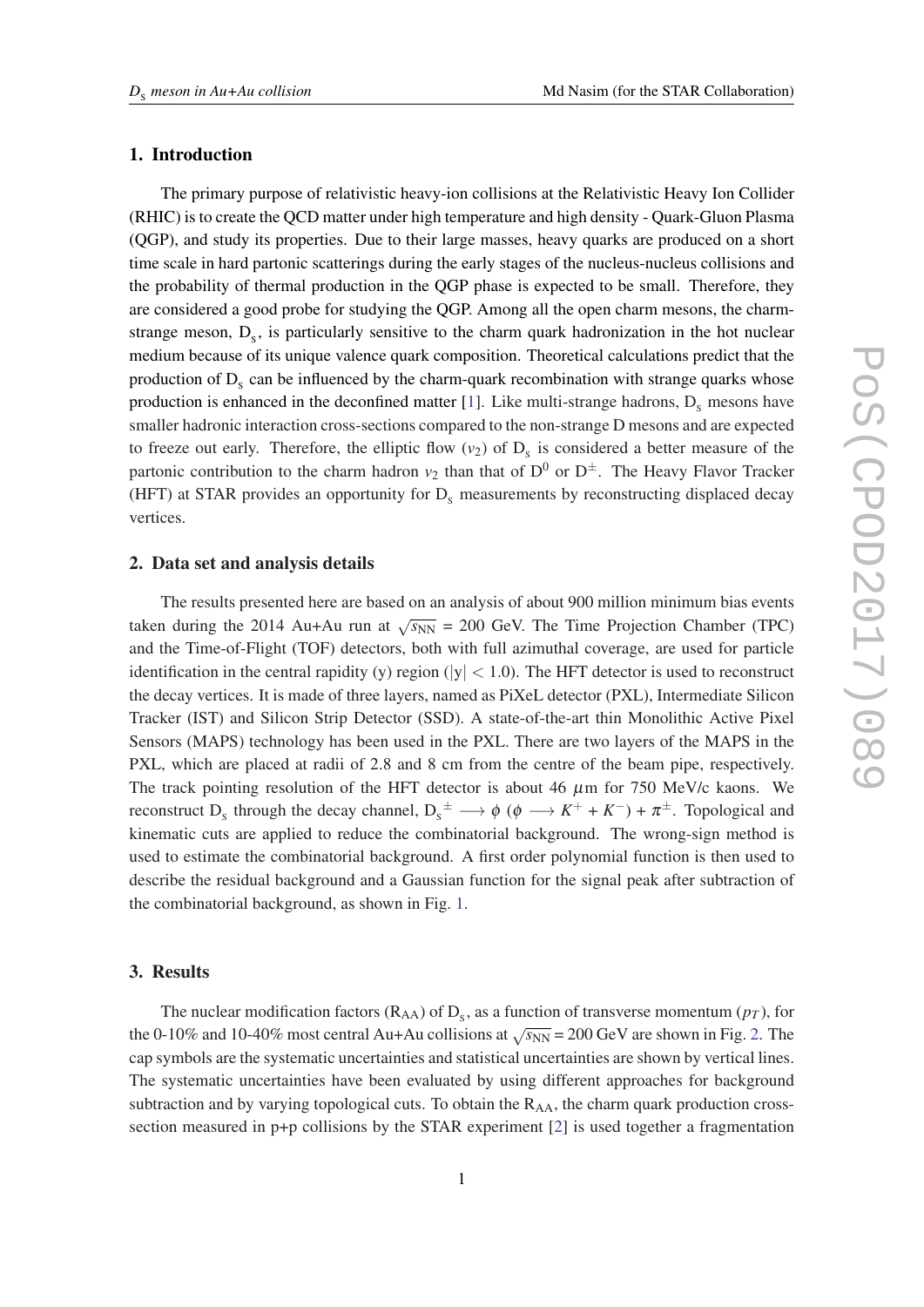## 1. Introduction

The primary purpose of relativistic heavy-ion collisions at the Relativistic Heavy Ion Collider (RHIC) is to create the QCD matter under high temperature and high density - Quark-Gluon Plasma (QGP), and study its properties. Due to their large masses, heavy quarks are produced on a short time scale in hard partonic scatterings during the early stages of the nucleus-nucleus collisions and the probability of thermal production in the QGP phase is expected to be small. Therefore, they are considered a good probe for studying the QGP. Among all the open charm mesons, the charm-strange meson, $D_s$, is particularly sensitive to the charm quark hadronization in the hot nuclear medium because of its unique valence quark composition. Theoretical calculations predict that the production of $D_s$ can be influenced by the charm-quark recombination with strange quarks whose production is enhanced in the deconfined matter [1]. Like multi-strange hadrons, $D_s$ mesons have smaller hadronic interaction cross-sections compared to the non-strange D mesons and are expected to freeze out early. Therefore, the elliptic flow ($v_2$) of $D_s$ is considered a better measure of the partonic contribution to the charm hadron $v_2$ than that of $D^0$ or $D^{\pm}$. The Heavy Flavor Tracker (HFT) at STAR provides an opportunity for $D_s$ measurements by reconstructing displaced decay vertices.

## 2. Data set and analysis details

The results presented here are based on an analysis of about 900 million minimum bias events taken during the 2014 Au+Au run at $\sqrt{s_{\rm NN}}$ = 200 GeV. The Time Projection Chamber (TPC) and the Time-of-Flight (TOF) detectors, both with full azimuthal coverage, are used for particle identification in the central rapidity (y) region (|y| < 1.0). The HFT detector is used to reconstruct the decay vertices. It is made of three layers, named as PiXeL detector (PXL), Intermediate Silicon Tracker (IST) and Silicon Strip Detector (SSD). A state-of-the-art thin Monolithic Active Pixel Sensors (MAPS) technology has been used in the PXL. There are two layers of the MAPS in the PXL, which are placed at radii of 2.8 and 8 cm from the centre of the beam pipe, respectively. The track pointing resolution of the HFT detector is about 46 $\mu$m for 750 MeV/c kaons. We reconstruct $D_s$ through the decay channel, $D_s^{\pm} \longrightarrow \phi$ ($\phi \longrightarrow K^+ + K^-$) + $\pi^{\pm}$. Topological and kinematic cuts are applied to reduce the combinatorial background. The wrong-sign method is used to estimate the combinatorial background. A first order polynomial function is then used to describe the residual background and a Gaussian function for the signal peak after subtraction of the combinatorial background, as shown in Fig. 1.

## 3. Results

The nuclear modification factors ($R_{\rm AA}$) of $D_s$, as a function of transverse momentum ($p_T$), for the 0-10% and 10-40% most central Au+Au collisions at $\sqrt{s_{\rm NN}}$ = 200 GeV are shown in Fig. 2. The cap symbols are the systematic uncertainties and statistical uncertainties are shown by vertical lines. The systematic uncertainties have been evaluated by using different approaches for background subtraction and by varying topological cuts. To obtain the $R_{\rm AA}$, the charm quark production cross-section measured in p+p collisions by the STAR experiment [2] is used together a fragmentation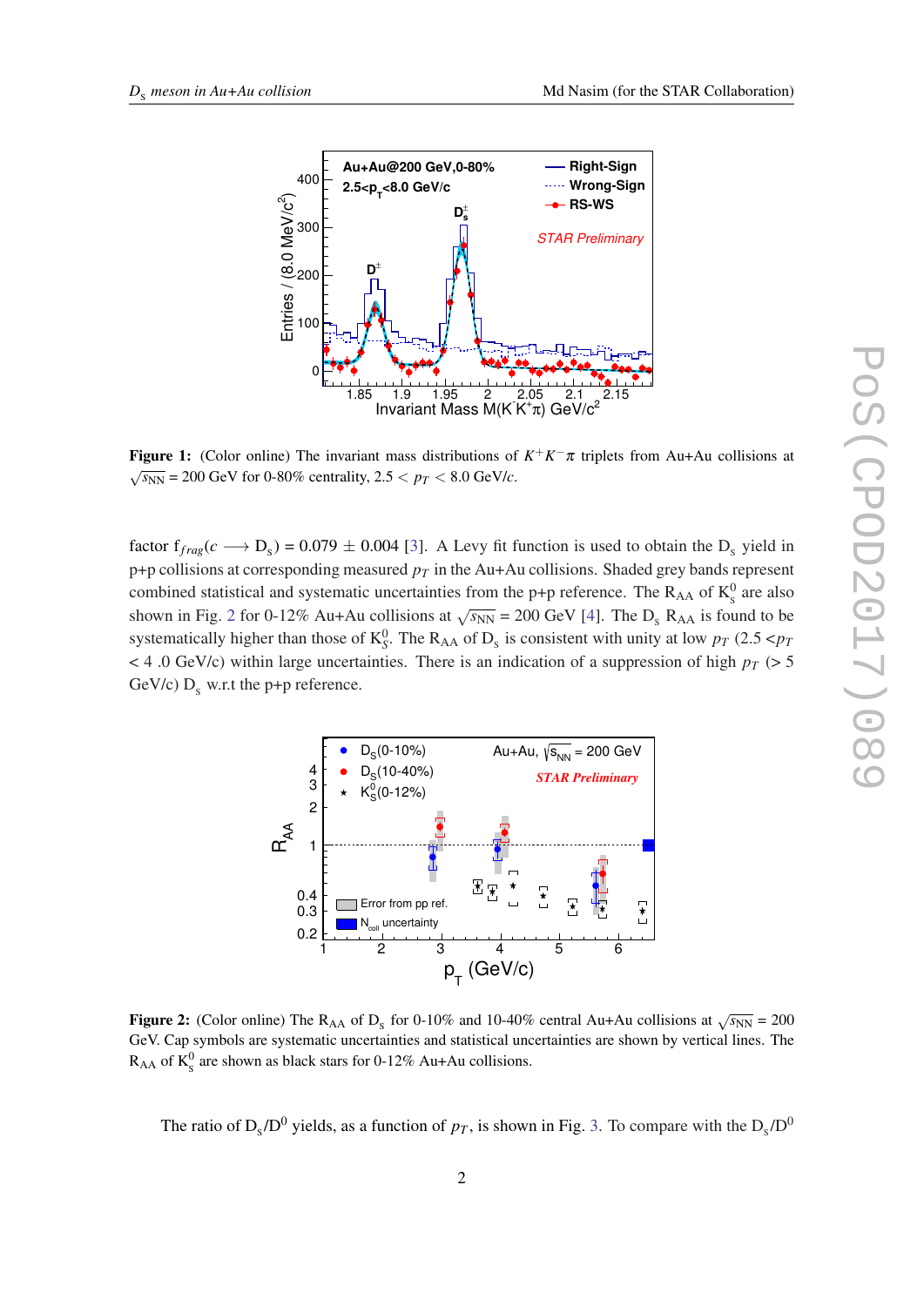**Figure 1:** (Color online) The invariant mass distributions of $K^+K^-\pi$ triplets from Au+Au collisions at $\sqrt{s_{\rm NN}}$ = 200 GeV for 0-80% centrality, $2.5 < p_T < 8.0$ GeV/$c$.

factor $f_{frag}(c \longrightarrow D_s) = 0.079 \pm 0.004$ [3]. A Levy fit function is used to obtain the $D_s$ yield in p+p collisions at corresponding measured $p_T$ in the Au+Au collisions. Shaded grey bands represent combined statistical and systematic uncertainties from the p+p reference. The $R_{AA}$ of $K^0_s$ are also shown in Fig. 2 for 0-12% Au+Au collisions at $\sqrt{s_{\rm NN}}$ = 200 GeV [4]. The $D_s$ $R_{AA}$ is found to be systematically higher than those of $K^0_S$. The $R_{AA}$ of $D_s$ is consistent with unity at low $p_T$ ($2.5 < p_T < 4.0$ GeV/c) within large uncertainties. There is an indication of a suppression of high $p_T$ ($> 5$ GeV/c) $D_s$ w.r.t the p+p reference.

**Figure 2:** (Color online) The $R_{AA}$ of $D_s$ for 0-10% and 10-40% central Au+Au collisions at $\sqrt{s_{\rm NN}}$ = 200 GeV. Cap symbols are systematic uncertainties and statistical uncertainties are shown by vertical lines. The $R_{AA}$ of $K^0_s$ are shown as black stars for 0-12% Au+Au collisions.

The ratio of $D_s/D^0$ yields, as a function of $p_T$, is shown in Fig. 3. To compare with the $D_s/D^0$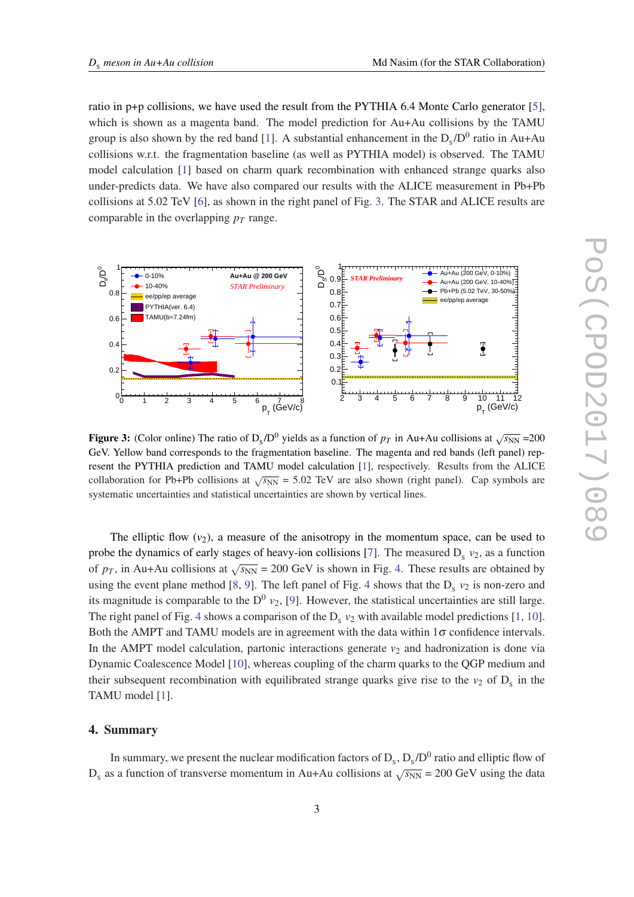ratio in p+p collisions, we have used the result from the PYTHIA 6.4 Monte Carlo generator [5], which is shown as a magenta band. The model prediction for Au+Au collisions by the TAMU group is also shown by the red band [1]. A substantial enhancement in the $D_s/D^0$ ratio in Au+Au collisions w.r.t. the fragmentation baseline (as well as PYTHIA model) is observed. The TAMU model calculation [1] based on charm quark recombination with enhanced strange quarks also under-predicts data. We have also compared our results with the ALICE measurement in Pb+Pb collisions at 5.02 TeV [6], as shown in the right panel of Fig. 3. The STAR and ALICE results are comparable in the overlapping $p_T$ range.

**Figure 3:** (Color online) The ratio of $D_s/D^0$ yields as a function of $p_T$ in Au+Au collisions at $\sqrt{s_{NN}}$ =200 GeV. Yellow band corresponds to the fragmentation baseline. The magenta and red bands (left panel) represent the PYTHIA prediction and TAMU model calculation [1], respectively. Results from the ALICE collaboration for Pb+Pb collisions at $\sqrt{s_{NN}}$ = 5.02 TeV are also shown (right panel). Cap symbols are systematic uncertainties and statistical uncertainties are shown by vertical lines.

The elliptic flow ($v_2$), a measure of the anisotropy in the momentum space, can be used to probe the dynamics of early stages of heavy-ion collisions [7]. The measured $D_s$ $v_2$, as a function of $p_T$, in Au+Au collisions at $\sqrt{s_{NN}}$ = 200 GeV is shown in Fig. 4. These results are obtained by using the event plane method [8, 9]. The left panel of Fig. 4 shows that the $D_s$ $v_2$ is non-zero and its magnitude is comparable to the $D^0$ $v_2$, [9]. However, the statistical uncertainties are still large. The right panel of Fig. 4 shows a comparison of the $D_s$ $v_2$ with available model predictions [1, 10]. Both the AMPT and TAMU models are in agreement with the data within $1\sigma$ confidence intervals. In the AMPT model calculation, partonic interactions generate $v_2$ and hadronization is done via Dynamic Coalescence Model [10], whereas coupling of the charm quarks to the QGP medium and their subsequent recombination with equilibrated strange quarks give rise to the $v_2$ of $D_s$ in the TAMU model [1].

## 4. Summary

In summary, we present the nuclear modification factors of $D_s$, $D_s/D^0$ ratio and elliptic flow of $D_s$ as a function of transverse momentum in Au+Au collisions at $\sqrt{s_{NN}}$ = 200 GeV using the data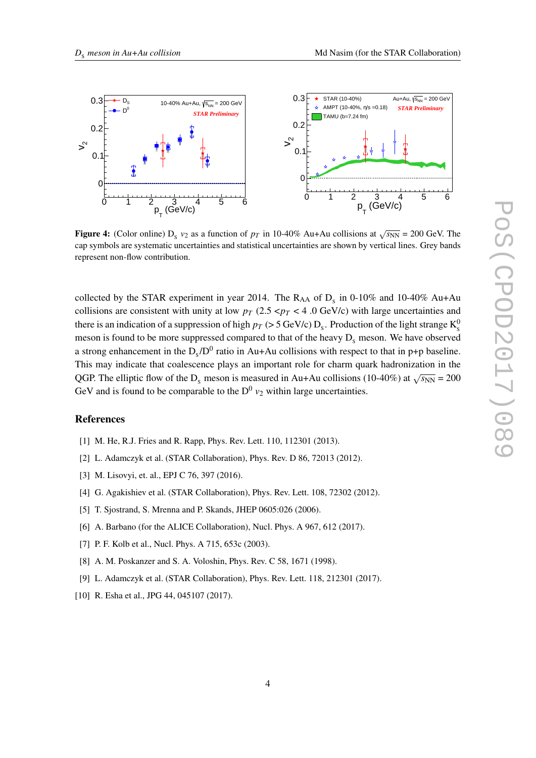0.3

0.2

0.1

0

$v_2$

0 1 2 3 4 5 6

$p_T$ (GeV/c)

$D_s$

$D^0$

10-40% Au+Au, $\sqrt{s_{NN}}$ = 200 GeV

*STAR Preliminary*

0.3

0.2

0.1

0

$v_2$

0 1 2 3 4 5 6

$p_T$ (GeV/c)

STAR (10-40%)

AMPT (10-40%, η/s =0.18)

TAMU (b=7.24 fm)

Au+Au, $\sqrt{s_{NN}}$ = 200 GeV

*STAR Preliminary*

**Figure 4:** (Color online) $D_s$ $v_2$ as a function of $p_T$ in 10-40% Au+Au collisions at $\sqrt{s_{NN}}$ = 200 GeV. The cap symbols are systematic uncertainties and statistical uncertainties are shown by vertical lines. Grey bands represent non-flow contribution.

collected by the STAR experiment in year 2014. The $R_{AA}$ of $D_s$ in 0-10% and 10-40% Au+Au collisions are consistent with unity at low $p_T$ (2.5 $< p_T <$ 4 .0 GeV/c) with large uncertainties and there is an indication of a suppression of high $p_T$ ($>$ 5 GeV/c) $D_s$. Production of the light strange $K^0_s$ meson is found to be more suppressed compared to that of the heavy $D_s$ meson. We have observed a strong enhancement in the $D_s/D^0$ ratio in Au+Au collisions with respect to that in p+p baseline. This may indicate that coalescence plays an important role for charm quark hadronization in the QGP. The elliptic flow of the $D_s$ meson is measured in Au+Au collisions (10-40%) at $\sqrt{s_{NN}}$ = 200 GeV and is found to be comparable to the $D^0$ $v_2$ within large uncertainties.

## References

[1] M. He, R.J. Fries and R. Rapp, Phys. Rev. Lett. 110, 112301 (2013).

[2] L. Adamczyk et al. (STAR Collaboration), Phys. Rev. D 86, 72013 (2012).

[3] M. Lisovyi, et. al., EPJ C 76, 397 (2016).

[4] G. Agakishiev et al. (STAR Collaboration), Phys. Rev. Lett. 108, 72302 (2012).

[5] T. Sjostrand, S. Mrenna and P. Skands, JHEP 0605:026 (2006).

[6] A. Barbano (for the ALICE Collaboration), Nucl. Phys. A 967, 612 (2017).

[7] P. F. Kolb et al., Nucl. Phys. A 715, 653c (2003).

[8] A. M. Poskanzer and S. A. Voloshin, Phys. Rev. C 58, 1671 (1998).

[9] L. Adamczyk et al. (STAR Collaboration), Phys. Rev. Lett. 118, 212301 (2017).

[10] R. Esha et al., JPG 44, 045107 (2017).